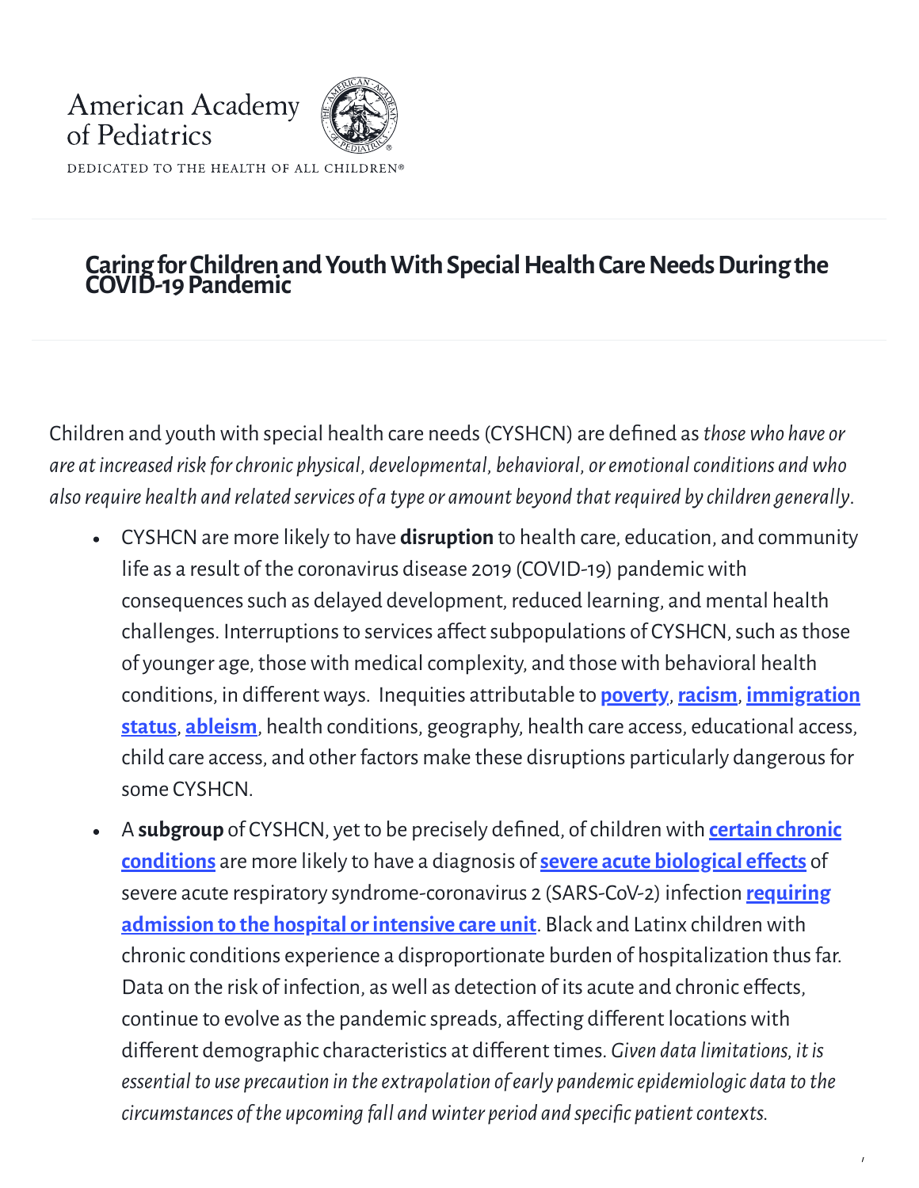American Academy of Pediatrics

DEDICATED TO THE HEALTH OF ALL CHILDREN®

# Caring for Children and Youth With Special Health Care Needs During the COVID-19 Pandemic

Children and youth with special health care needs (CYSHCN) are defined as *those who have or are at increased risk for chronic physical, developmental, behavioral, or emotional conditions and who also require health and related services of a type or amount beyond that required by children generally*.

- CYSHCN are more likely to have **disruption** to health care, education, and community life as a result of the coronavirus disease 2019 (COVID-19) pandemic with consequences such as delayed development, reduced learning, and mental health challenges. Interruptions to services affect subpopulations of CYSHCN, such as those of younger age, those with medical complexity, and those with behavioral health conditions, in different ways. Inequities attributable to **poverty**, **racism**, **immigration status**, **ableism**, health conditions, geography, health care access, educational access, child care access, and other factors make these disruptions particularly dangerous for some CYSHCN.
- A **subgroup** of CYSHCN, yet to be precisely defined, of children with **certain chronic conditions** are more likely to have a diagnosis of **severe acute biological effects** of severe acute respiratory syndrome-coronavirus 2 (SARS-CoV-2) infection **requiring admission to the hospital or intensive care unit**. Black and Latinx children with chronic conditions experience a disproportionate burden of hospitalization thus far. Data on the risk of infection, as well as detection of its acute and chronic effects, continue to evolve as the pandemic spreads, affecting different locations with different demographic characteristics at different times. *Given data limitations, it is essential to use precaution in the extrapolation of early pandemic epidemiologic data to the circumstances of the upcoming fall and winter period and specific patient contexts.*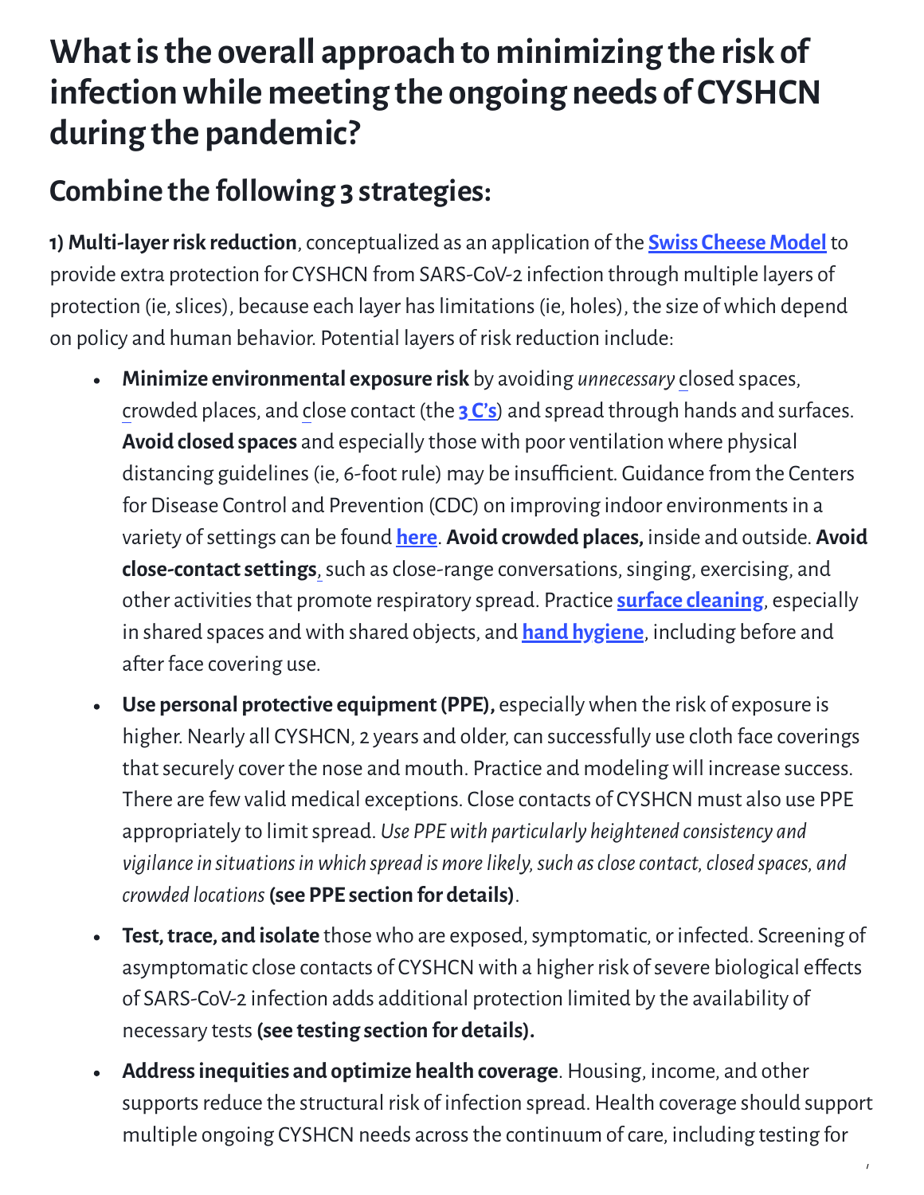# What is the overall approach to minimizing the risk of infection while meeting the ongoing needs of CYSHCN during the pandemic?

## Combine the following 3 strategies:

**1) Multi-layer risk reduction**, conceptualized as an application of the **Swiss Cheese Model** to provide extra protection for CYSHCN from SARS-CoV-2 infection through multiple layers of protection (ie, slices), because each layer has limitations (ie, holes), the size of which depend on policy and human behavior. Potential layers of risk reduction include:

- **Minimize environmental exposure risk** by avoiding *unnecessary* closed spaces, crowded places, and close contact (the **3 C's**) and spread through hands and surfaces. **Avoid closed spaces** and especially those with poor ventilation where physical distancing guidelines (ie, 6-foot rule) may be insufficient. Guidance from the Centers for Disease Control and Prevention (CDC) on improving indoor environments in a variety of settings can be found **here**. **Avoid crowded places,** inside and outside. **Avoid close-contact settings**, such as close-range conversations, singing, exercising, and other activities that promote respiratory spread. Practice **surface cleaning**, especially in shared spaces and with shared objects, and **hand hygiene**, including before and after face covering use.
- **Use personal protective equipment (PPE),** especially when the risk of exposure is higher. Nearly all CYSHCN, 2 years and older, can successfully use cloth face coverings that securely cover the nose and mouth. Practice and modeling will increase success. There are few valid medical exceptions. Close contacts of CYSHCN must also use PPE appropriately to limit spread. *Use PPE with particularly heightened consistency and vigilance in situations in which spread is more likely, such as close contact, closed spaces, and crowded locations* **(see PPE section for details)**.
- **Test, trace, and isolate** those who are exposed, symptomatic, or infected. Screening of asymptomatic close contacts of CYSHCN with a higher risk of severe biological effects of SARS-CoV-2 infection adds additional protection limited by the availability of necessary tests **(see testing section for details).**
- **Address inequities and optimize health coverage**. Housing, income, and other supports reduce the structural risk of infection spread. Health coverage should support multiple ongoing CYSHCN needs across the continuum of care, including testing for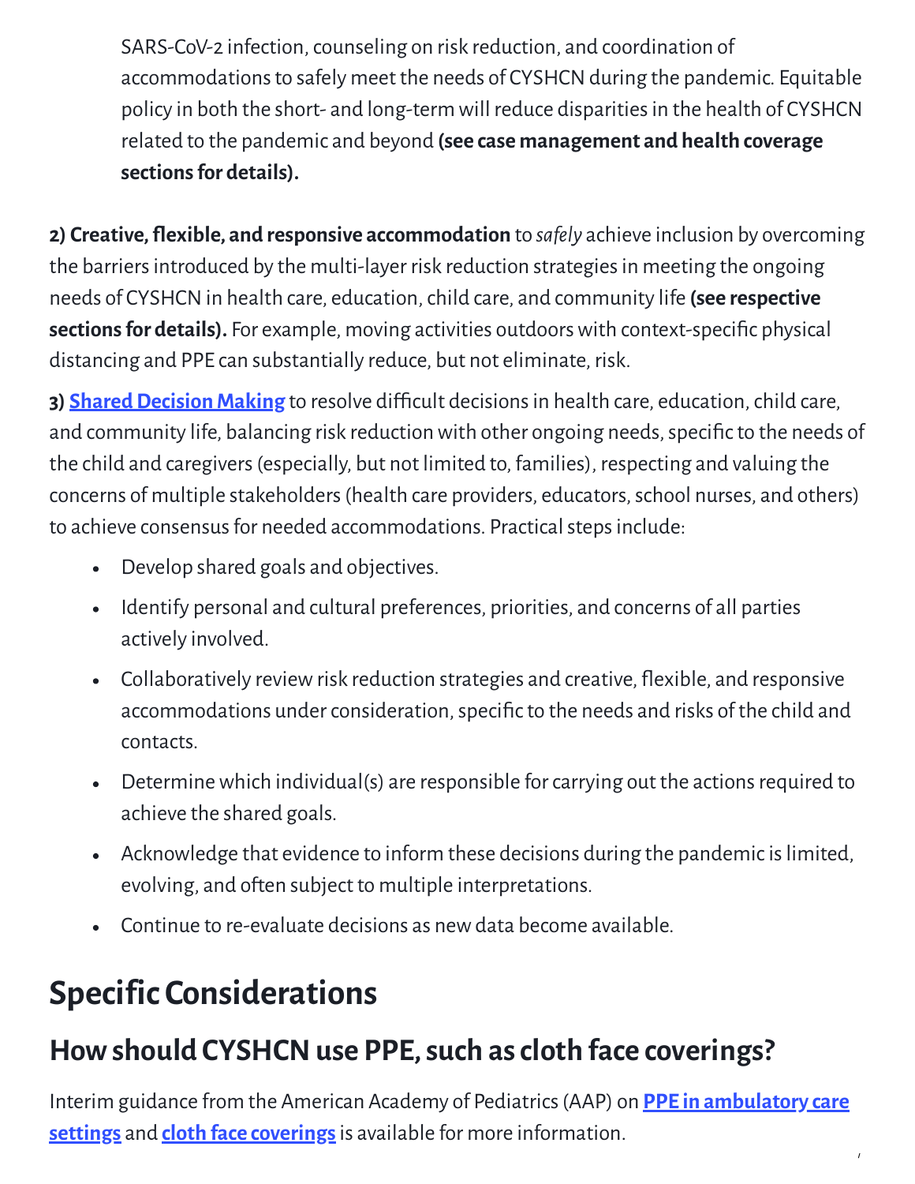SARS-CoV-2 infection, counseling on risk reduction, and coordination of accommodations to safely meet the needs of CYSHCN during the pandemic. Equitable policy in both the short- and long-term will reduce disparities in the health of CYSHCN related to the pandemic and beyond **(see case management and health coverage sections for details).**

**2) Creative, flexible, and responsive accommodation** to *safely* achieve inclusion by overcoming the barriers introduced by the multi-layer risk reduction strategies in meeting the ongoing needs of CYSHCN in health care, education, child care, and community life **(see respective sections for details).** For example, moving activities outdoors with context-specific physical distancing and PPE can substantially reduce, but not eliminate, risk.

**3) Shared Decision Making** to resolve difficult decisions in health care, education, child care, and community life, balancing risk reduction with other ongoing needs, specific to the needs of the child and caregivers (especially, but not limited to, families), respecting and valuing the concerns of multiple stakeholders (health care providers, educators, school nurses, and others) to achieve consensus for needed accommodations. Practical steps include:

- Develop shared goals and objectives.
- Identify personal and cultural preferences, priorities, and concerns of all parties actively involved.
- Collaboratively review risk reduction strategies and creative, flexible, and responsive accommodations under consideration, specific to the needs and risks of the child and contacts.
- Determine which individual(s) are responsible for carrying out the actions required to achieve the shared goals.
- Acknowledge that evidence to inform these decisions during the pandemic is limited, evolving, and often subject to multiple interpretations.
- Continue to re-evaluate decisions as new data become available.

# Specific Considerations

## How should CYSHCN use PPE, such as cloth face coverings?

Interim guidance from the American Academy of Pediatrics (AAP) on **PPE in ambulatory care settings** and **cloth face coverings** is available for more information.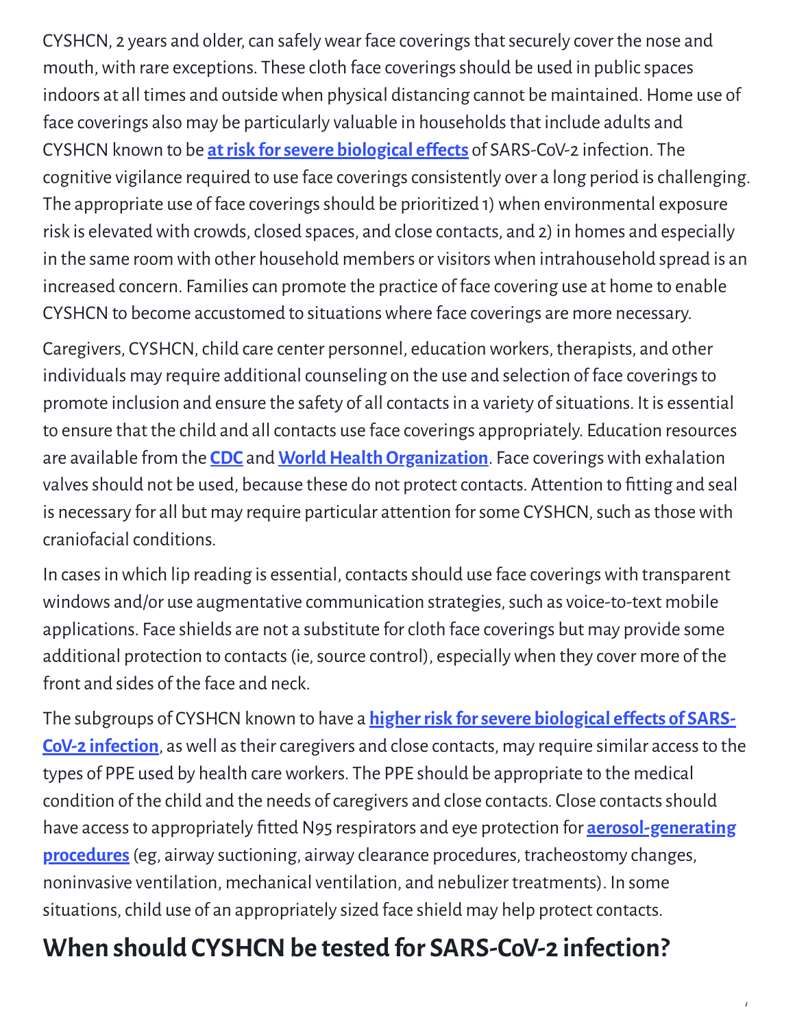CYSHCN, 2 years and older, can safely wear face coverings that securely cover the nose and mouth, with rare exceptions. These cloth face coverings should be used in public spaces indoors at all times and outside when physical distancing cannot be maintained. Home use of face coverings also may be particularly valuable in households that include adults and CYSHCN known to be **at risk for severe biological effects** of SARS-CoV-2 infection. The cognitive vigilance required to use face coverings consistently over a long period is challenging. The appropriate use of face coverings should be prioritized 1) when environmental exposure risk is elevated with crowds, closed spaces, and close contacts, and 2) in homes and especially in the same room with other household members or visitors when intrahousehold spread is an increased concern. Families can promote the practice of face covering use at home to enable CYSHCN to become accustomed to situations where face coverings are more necessary.

Caregivers, CYSHCN, child care center personnel, education workers, therapists, and other individuals may require additional counseling on the use and selection of face coverings to promote inclusion and ensure the safety of all contacts in a variety of situations. It is essential to ensure that the child and all contacts use face coverings appropriately. Education resources are available from the **CDC** and **World Health Organization**. Face coverings with exhalation valves should not be used, because these do not protect contacts. Attention to fitting and seal is necessary for all but may require particular attention for some CYSHCN, such as those with craniofacial conditions.

In cases in which lip reading is essential, contacts should use face coverings with transparent windows and/or use augmentative communication strategies, such as voice-to-text mobile applications. Face shields are not a substitute for cloth face coverings but may provide some additional protection to contacts (ie, source control), especially when they cover more of the front and sides of the face and neck.

The subgroups of CYSHCN known to have a **higher risk for severe biological effects of SARS-CoV-2 infection**, as well as their caregivers and close contacts, may require similar access to the types of PPE used by health care workers. The PPE should be appropriate to the medical condition of the child and the needs of caregivers and close contacts. Close contacts should have access to appropriately fitted N95 respirators and eye protection for **aerosol-generating procedures** (eg, airway suctioning, airway clearance procedures, tracheostomy changes, noninvasive ventilation, mechanical ventilation, and nebulizer treatments). In some situations, child use of an appropriately sized face shield may help protect contacts.

## When should CYSHCN be tested for SARS-CoV-2 infection?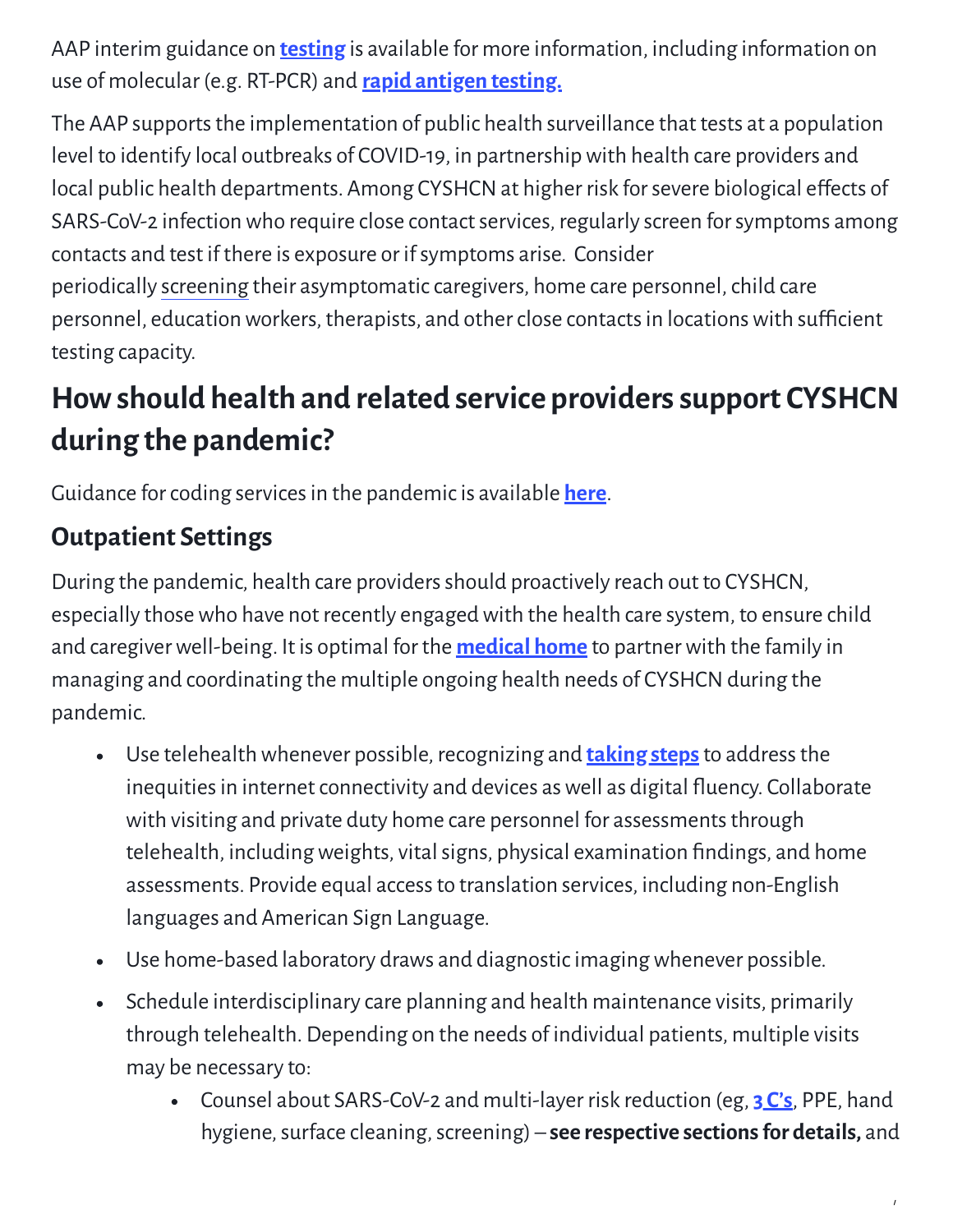AAP interim guidance on **testing** is available for more information, including information on use of molecular (e.g. RT-PCR) and **rapid antigen testing.**

The AAP supports the implementation of public health surveillance that tests at a population level to identify local outbreaks of COVID-19, in partnership with health care providers and local public health departments. Among CYSHCN at higher risk for severe biological effects of SARS-CoV-2 infection who require close contact services, regularly screen for symptoms among contacts and test if there is exposure or if symptoms arise. Consider periodically screening their asymptomatic caregivers, home care personnel, child care personnel, education workers, therapists, and other close contacts in locations with sufficient testing capacity.

## How should health and related service providers support CYSHCN during the pandemic?

Guidance for coding services in the pandemic is available **here**.

### Outpatient Settings

During the pandemic, health care providers should proactively reach out to CYSHCN, especially those who have not recently engaged with the health care system, to ensure child and caregiver well-being. It is optimal for the **medical home** to partner with the family in managing and coordinating the multiple ongoing health needs of CYSHCN during the pandemic.

- Use telehealth whenever possible, recognizing and **taking steps** to address the inequities in internet connectivity and devices as well as digital fluency. Collaborate with visiting and private duty home care personnel for assessments through telehealth, including weights, vital signs, physical examination findings, and home assessments. Provide equal access to translation services, including non-English languages and American Sign Language.
- Use home-based laboratory draws and diagnostic imaging whenever possible.
- Schedule interdisciplinary care planning and health maintenance visits, primarily through telehealth. Depending on the needs of individual patients, multiple visits may be necessary to:
    - Counsel about SARS-CoV-2 and multi-layer risk reduction (eg, **3 C's**, PPE, hand hygiene, surface cleaning, screening) – **see respective sections for details,** and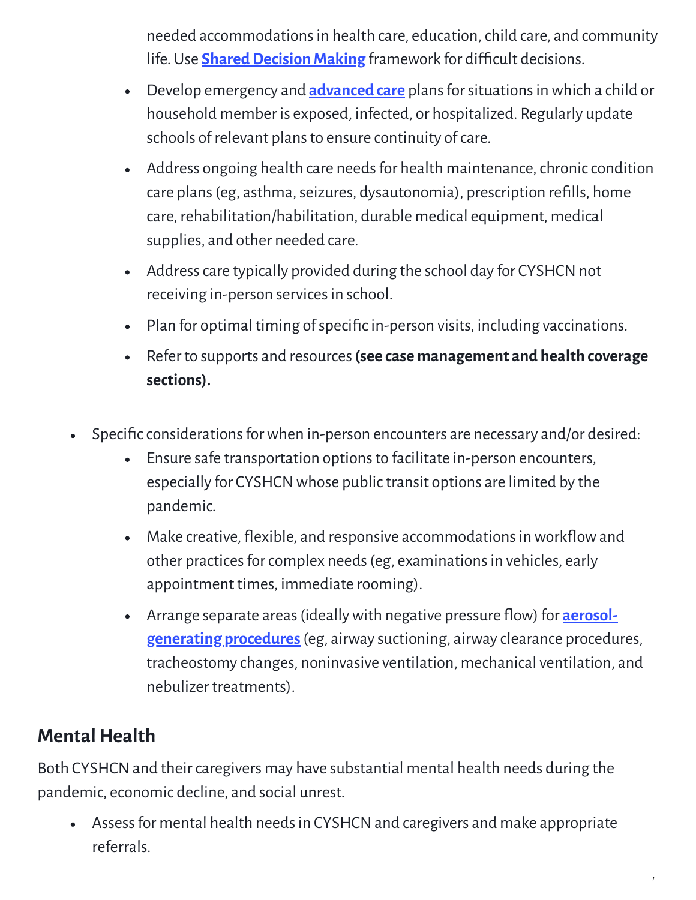needed accommodations in health care, education, child care, and community life. Use **[Shared Decision Making]** framework for difficult decisions.

  - Develop emergency and **[advanced care]** plans for situations in which a child or household member is exposed, infected, or hospitalized. Regularly update schools of relevant plans to ensure continuity of care.
  - Address ongoing health care needs for health maintenance, chronic condition care plans (eg, asthma, seizures, dysautonomia), prescription refills, home care, rehabilitation/habilitation, durable medical equipment, medical supplies, and other needed care.
  - Address care typically provided during the school day for CYSHCN not receiving in-person services in school.
  - Plan for optimal timing of specific in-person visits, including vaccinations.
  - Refer to supports and resources **(see case management and health coverage sections).**

- Specific considerations for when in-person encounters are necessary and/or desired:
  - Ensure safe transportation options to facilitate in-person encounters, especially for CYSHCN whose public transit options are limited by the pandemic.
  - Make creative, flexible, and responsive accommodations in workflow and other practices for complex needs (eg, examinations in vehicles, early appointment times, immediate rooming).
  - Arrange separate areas (ideally with negative pressure flow) for **[aerosol-generating procedures]** (eg, airway suctioning, airway clearance procedures, tracheostomy changes, noninvasive ventilation, mechanical ventilation, and nebulizer treatments).

## Mental Health

Both CYSHCN and their caregivers may have substantial mental health needs during the pandemic, economic decline, and social unrest.

- Assess for mental health needs in CYSHCN and caregivers and make appropriate referrals.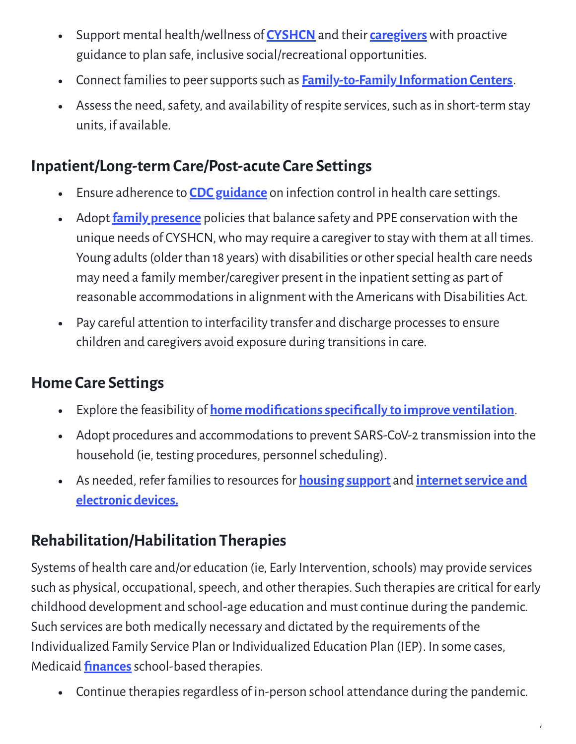- Support mental health/wellness of **CYSHCN** and their **caregivers** with proactive guidance to plan safe, inclusive social/recreational opportunities.
- Connect families to peer supports such as **Family-to-Family Information Centers**.
- Assess the need, safety, and availability of respite services, such as in short-term stay units, if available.

## Inpatient/Long-term Care/Post-acute Care Settings

- Ensure adherence to **CDC guidance** on infection control in health care settings.
- Adopt **family presence** policies that balance safety and PPE conservation with the unique needs of CYSHCN, who may require a caregiver to stay with them at all times. Young adults (older than 18 years) with disabilities or other special health care needs may need a family member/caregiver present in the inpatient setting as part of reasonable accommodations in alignment with the Americans with Disabilities Act.
- Pay careful attention to interfacility transfer and discharge processes to ensure children and caregivers avoid exposure during transitions in care.

## Home Care Settings

- Explore the feasibility of **home modifications specifically to improve ventilation**.
- Adopt procedures and accommodations to prevent SARS-CoV-2 transmission into the household (ie, testing procedures, personnel scheduling).
- As needed, refer families to resources for **housing support** and **internet service and electronic devices.**

## Rehabilitation/Habilitation Therapies

Systems of health care and/or education (ie, Early Intervention, schools) may provide services such as physical, occupational, speech, and other therapies. Such therapies are critical for early childhood development and school-age education and must continue during the pandemic. Such services are both medically necessary and dictated by the requirements of the Individualized Family Service Plan or Individualized Education Plan (IEP). In some cases, Medicaid **finances** school-based therapies.

- Continue therapies regardless of in-person school attendance during the pandemic.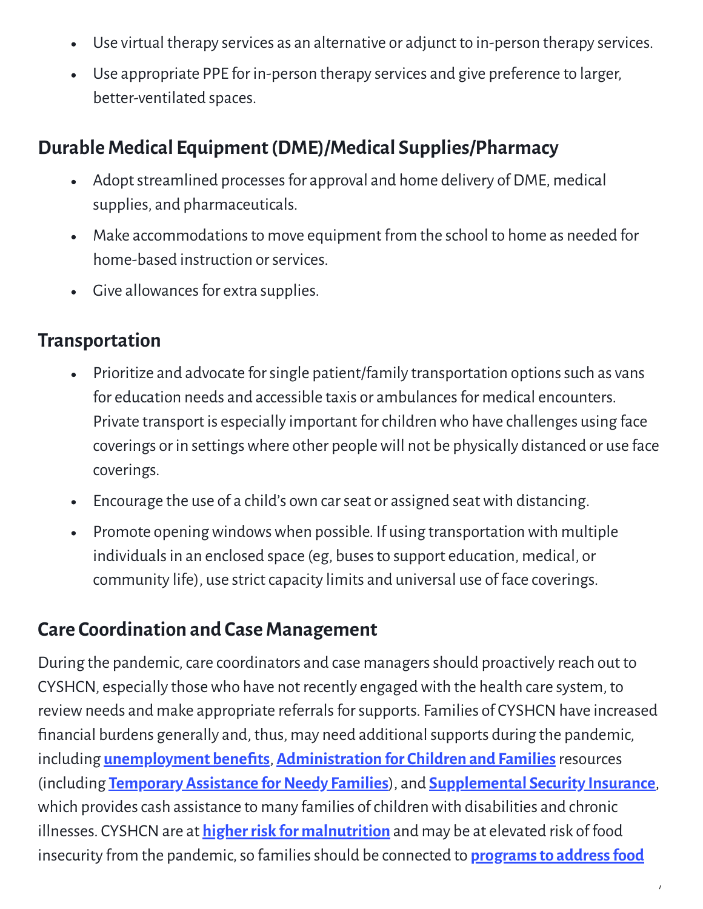- Use virtual therapy services as an alternative or adjunct to in-person therapy services.
- Use appropriate PPE for in-person therapy services and give preference to larger, better-ventilated spaces.

## Durable Medical Equipment (DME)/Medical Supplies/Pharmacy

- Adopt streamlined processes for approval and home delivery of DME, medical supplies, and pharmaceuticals.
- Make accommodations to move equipment from the school to home as needed for home-based instruction or services.
- Give allowances for extra supplies.

## Transportation

- Prioritize and advocate for single patient/family transportation options such as vans for education needs and accessible taxis or ambulances for medical encounters. Private transport is especially important for children who have challenges using face coverings or in settings where other people will not be physically distanced or use face coverings.
- Encourage the use of a child's own car seat or assigned seat with distancing.
- Promote opening windows when possible. If using transportation with multiple individuals in an enclosed space (eg, buses to support education, medical, or community life), use strict capacity limits and universal use of face coverings.

## Care Coordination and Case Management

During the pandemic, care coordinators and case managers should proactively reach out to CYSHCN, especially those who have not recently engaged with the health care system, to review needs and make appropriate referrals for supports. Families of CYSHCN have increased financial burdens generally and, thus, may need additional supports during the pandemic, including **unemployment benefits**, **Administration for Children and Families** resources (including **Temporary Assistance for Needy Families**), and **Supplemental Security Insurance**, which provides cash assistance to many families of children with disabilities and chronic illnesses. CYSHCN are at **higher risk for malnutrition** and may be at elevated risk of food insecurity from the pandemic, so families should be connected to **programs to address food**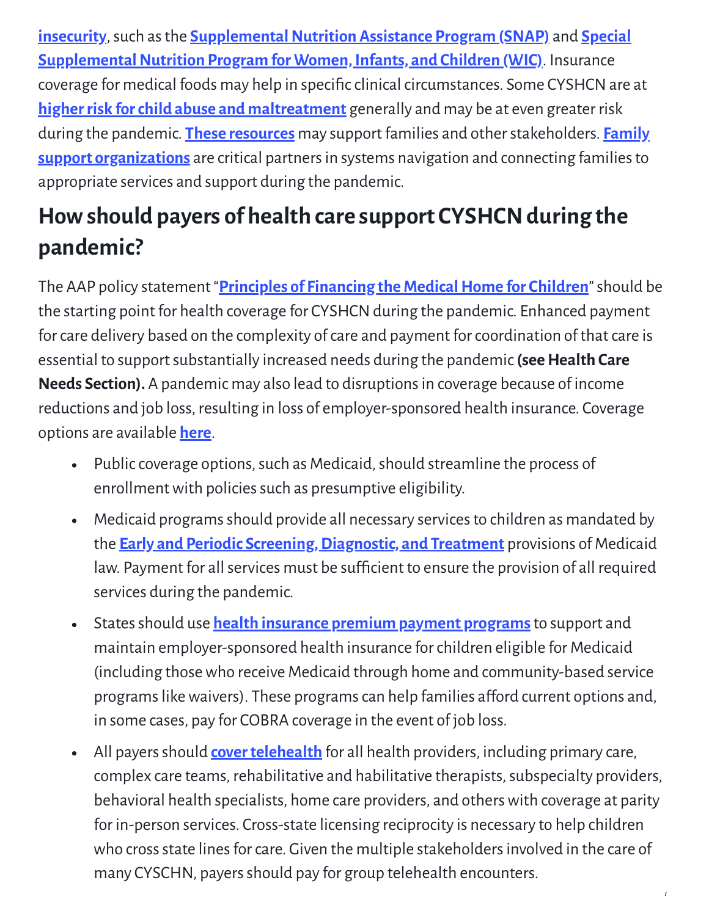**insecurity**, such as the **Supplemental Nutrition Assistance Program (SNAP)** and **Special Supplemental Nutrition Program for Women, Infants, and Children (WIC)**. Insurance coverage for medical foods may help in specific clinical circumstances. Some CYSHCN are at **higher risk for child abuse and maltreatment** generally and may be at even greater risk during the pandemic. **These resources** may support families and other stakeholders. **Family support organizations** are critical partners in systems navigation and connecting families to appropriate services and support during the pandemic.

## How should payers of health care support CYSHCN during the pandemic?

The AAP policy statement "**Principles of Financing the Medical Home for Children**" should be the starting point for health coverage for CYSHCN during the pandemic. Enhanced payment for care delivery based on the complexity of care and payment for coordination of that care is essential to support substantially increased needs during the pandemic **(see Health Care Needs Section).** A pandemic may also lead to disruptions in coverage because of income reductions and job loss, resulting in loss of employer-sponsored health insurance. Coverage options are available **here**.

- Public coverage options, such as Medicaid, should streamline the process of enrollment with policies such as presumptive eligibility.
- Medicaid programs should provide all necessary services to children as mandated by the **Early and Periodic Screening, Diagnostic, and Treatment** provisions of Medicaid law. Payment for all services must be sufficient to ensure the provision of all required services during the pandemic.
- States should use **health insurance premium payment programs** to support and maintain employer-sponsored health insurance for children eligible for Medicaid (including those who receive Medicaid through home and community-based service programs like waivers). These programs can help families afford current options and, in some cases, pay for COBRA coverage in the event of job loss.
- All payers should **cover telehealth** for all health providers, including primary care, complex care teams, rehabilitative and habilitative therapists, subspecialty providers, behavioral health specialists, home care providers, and others with coverage at parity for in-person services. Cross-state licensing reciprocity is necessary to help children who cross state lines for care. Given the multiple stakeholders involved in the care of many CYSCHN, payers should pay for group telehealth encounters.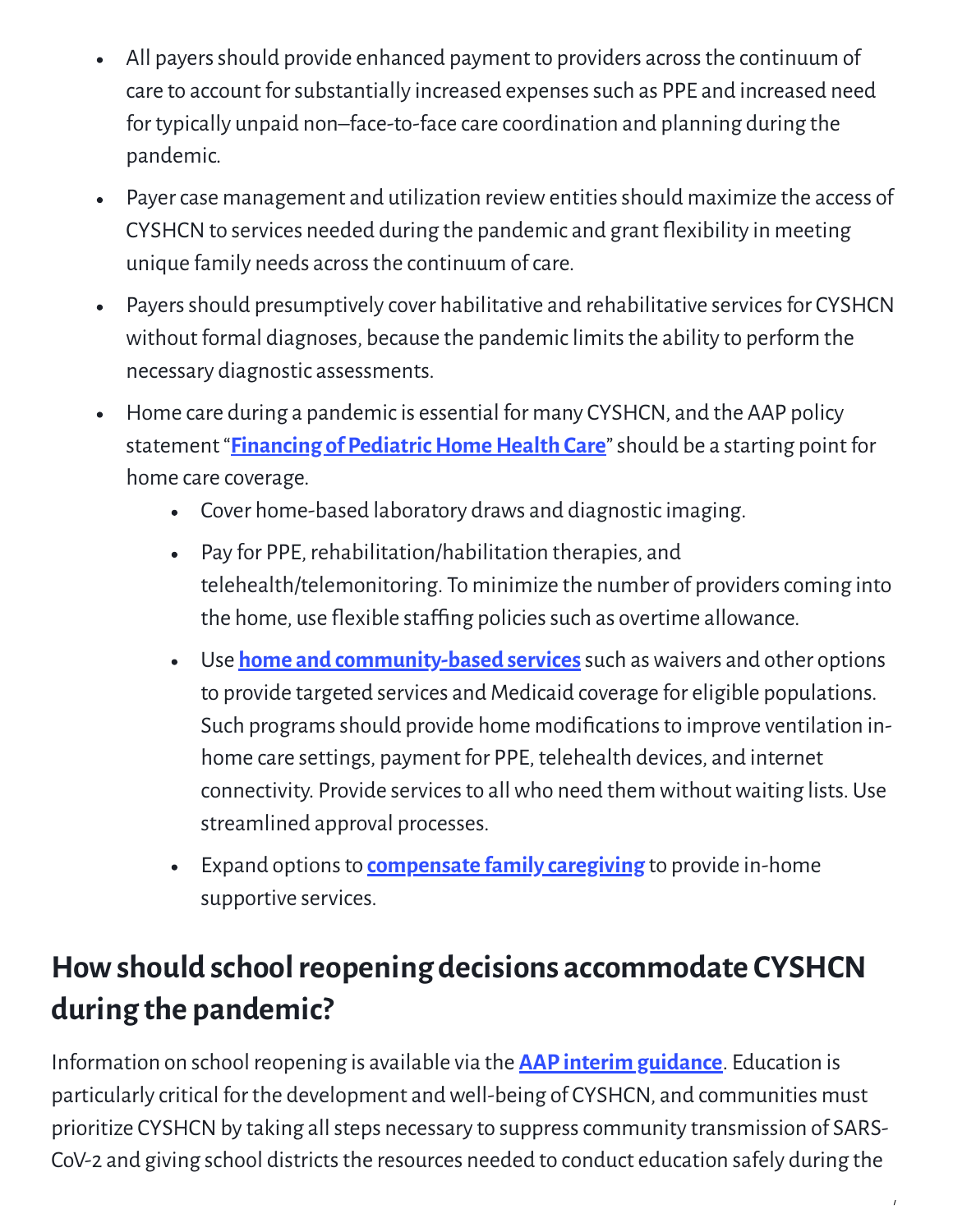- All payers should provide enhanced payment to providers across the continuum of care to account for substantially increased expenses such as PPE and increased need for typically unpaid non–face-to-face care coordination and planning during the pandemic.
- Payer case management and utilization review entities should maximize the access of CYSHCN to services needed during the pandemic and grant flexibility in meeting unique family needs across the continuum of care.
- Payers should presumptively cover habilitative and rehabilitative services for CYSHCN without formal diagnoses, because the pandemic limits the ability to perform the necessary diagnostic assessments.
- Home care during a pandemic is essential for many CYSHCN, and the AAP policy statement "**Financing of Pediatric Home Health Care**" should be a starting point for home care coverage.
    - Cover home-based laboratory draws and diagnostic imaging.
    - Pay for PPE, rehabilitation/habilitation therapies, and telehealth/telemonitoring. To minimize the number of providers coming into the home, use flexible staffing policies such as overtime allowance.
    - Use **home and community-based services** such as waivers and other options to provide targeted services and Medicaid coverage for eligible populations. Such programs should provide home modifications to improve ventilation in-home care settings, payment for PPE, telehealth devices, and internet connectivity. Provide services to all who need them without waiting lists. Use streamlined approval processes.
    - Expand options to **compensate family caregiving** to provide in-home supportive services.

## How should school reopening decisions accommodate CYSHCN during the pandemic?

Information on school reopening is available via the **AAP interim guidance**. Education is particularly critical for the development and well-being of CYSHCN, and communities must prioritize CYSHCN by taking all steps necessary to suppress community transmission of SARS-CoV-2 and giving school districts the resources needed to conduct education safely during the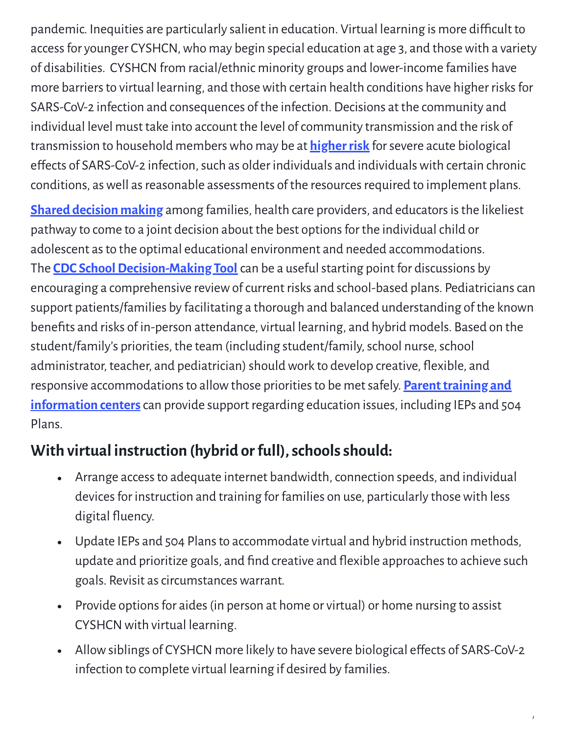pandemic. Inequities are particularly salient in education. Virtual learning is more difficult to access for younger CYSHCN, who may begin special education at age 3, and those with a variety of disabilities. CYSHCN from racial/ethnic minority groups and lower-income families have more barriers to virtual learning, and those with certain health conditions have higher risks for SARS-CoV-2 infection and consequences of the infection. Decisions at the community and individual level must take into account the level of community transmission and the risk of transmission to household members who may be at **higher risk** for severe acute biological effects of SARS-CoV-2 infection, such as older individuals and individuals with certain chronic conditions, as well as reasonable assessments of the resources required to implement plans.

**Shared decision making** among families, health care providers, and educators is the likeliest pathway to come to a joint decision about the best options for the individual child or adolescent as to the optimal educational environment and needed accommodations. The **CDC School Decision-Making Tool** can be a useful starting point for discussions by encouraging a comprehensive review of current risks and school-based plans. Pediatricians can support patients/families by facilitating a thorough and balanced understanding of the known benefits and risks of in-person attendance, virtual learning, and hybrid models. Based on the student/family's priorities, the team (including student/family, school nurse, school administrator, teacher, and pediatrician) should work to develop creative, flexible, and responsive accommodations to allow those priorities to be met safely. **Parent training and information centers** can provide support regarding education issues, including IEPs and 504 Plans.

## With virtual instruction (hybrid or full), schools should:

- Arrange access to adequate internet bandwidth, connection speeds, and individual devices for instruction and training for families on use, particularly those with less digital fluency.
- Update IEPs and 504 Plans to accommodate virtual and hybrid instruction methods, update and prioritize goals, and find creative and flexible approaches to achieve such goals. Revisit as circumstances warrant.
- Provide options for aides (in person at home or virtual) or home nursing to assist CYSHCN with virtual learning.
- Allow siblings of CYSHCN more likely to have severe biological effects of SARS-CoV-2 infection to complete virtual learning if desired by families.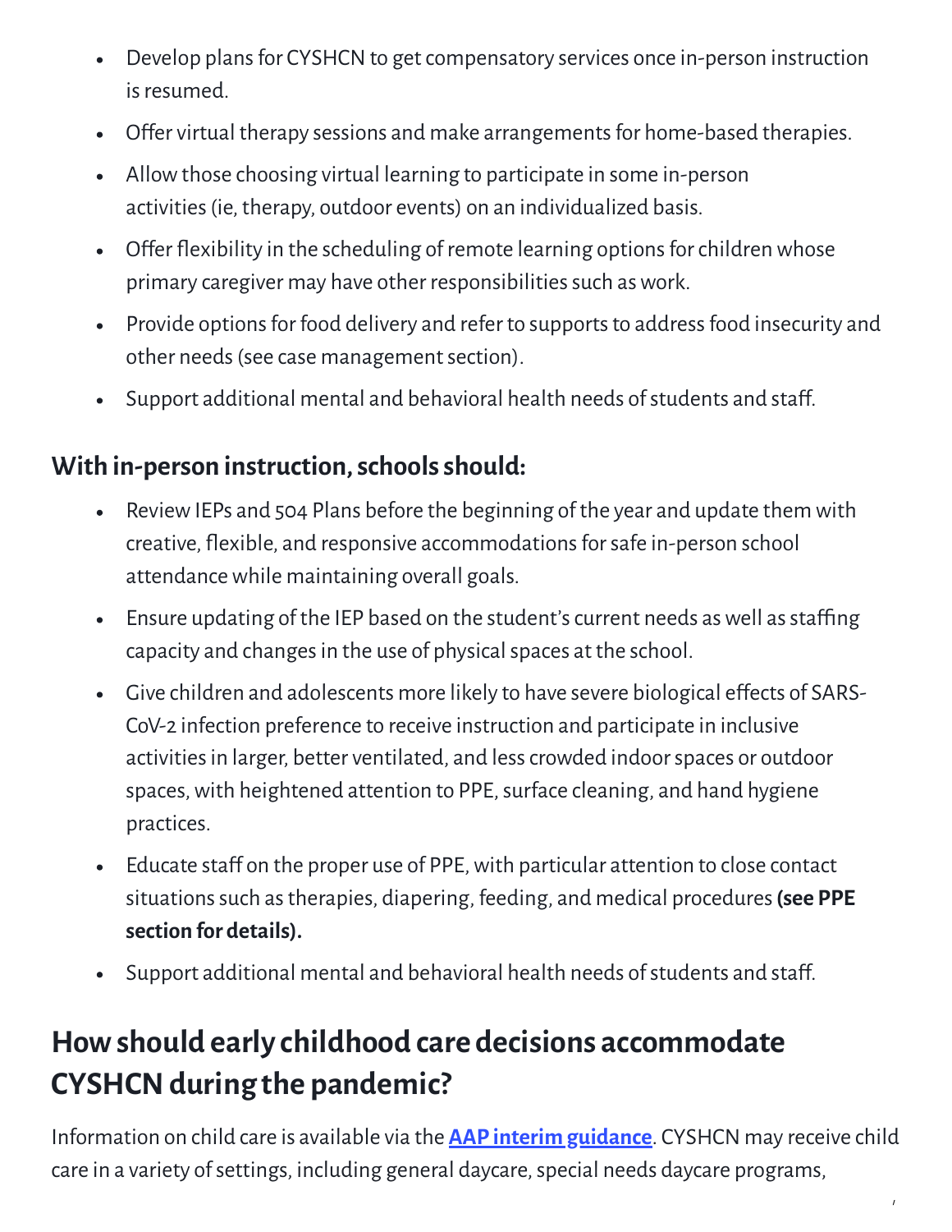- Develop plans for CYSHCN to get compensatory services once in-person instruction is resumed.
- Offer virtual therapy sessions and make arrangements for home-based therapies.
- Allow those choosing virtual learning to participate in some in-person activities (ie, therapy, outdoor events) on an individualized basis.
- Offer flexibility in the scheduling of remote learning options for children whose primary caregiver may have other responsibilities such as work.
- Provide options for food delivery and refer to supports to address food insecurity and other needs (see case management section).
- Support additional mental and behavioral health needs of students and staff.

### With in-person instruction, schools should:

- Review IEPs and 504 Plans before the beginning of the year and update them with creative, flexible, and responsive accommodations for safe in-person school attendance while maintaining overall goals.
- Ensure updating of the IEP based on the student's current needs as well as staffing capacity and changes in the use of physical spaces at the school.
- Give children and adolescents more likely to have severe biological effects of SARS-CoV-2 infection preference to receive instruction and participate in inclusive activities in larger, better ventilated, and less crowded indoor spaces or outdoor spaces, with heightened attention to PPE, surface cleaning, and hand hygiene practices.
- Educate staff on the proper use of PPE, with particular attention to close contact situations such as therapies, diapering, feeding, and medical procedures **(see PPE section for details).**
- Support additional mental and behavioral health needs of students and staff.

## How should early childhood care decisions accommodate CYSHCN during the pandemic?

Information on child care is available via the **AAP interim guidance**. CYSHCN may receive child care in a variety of settings, including general daycare, special needs daycare programs,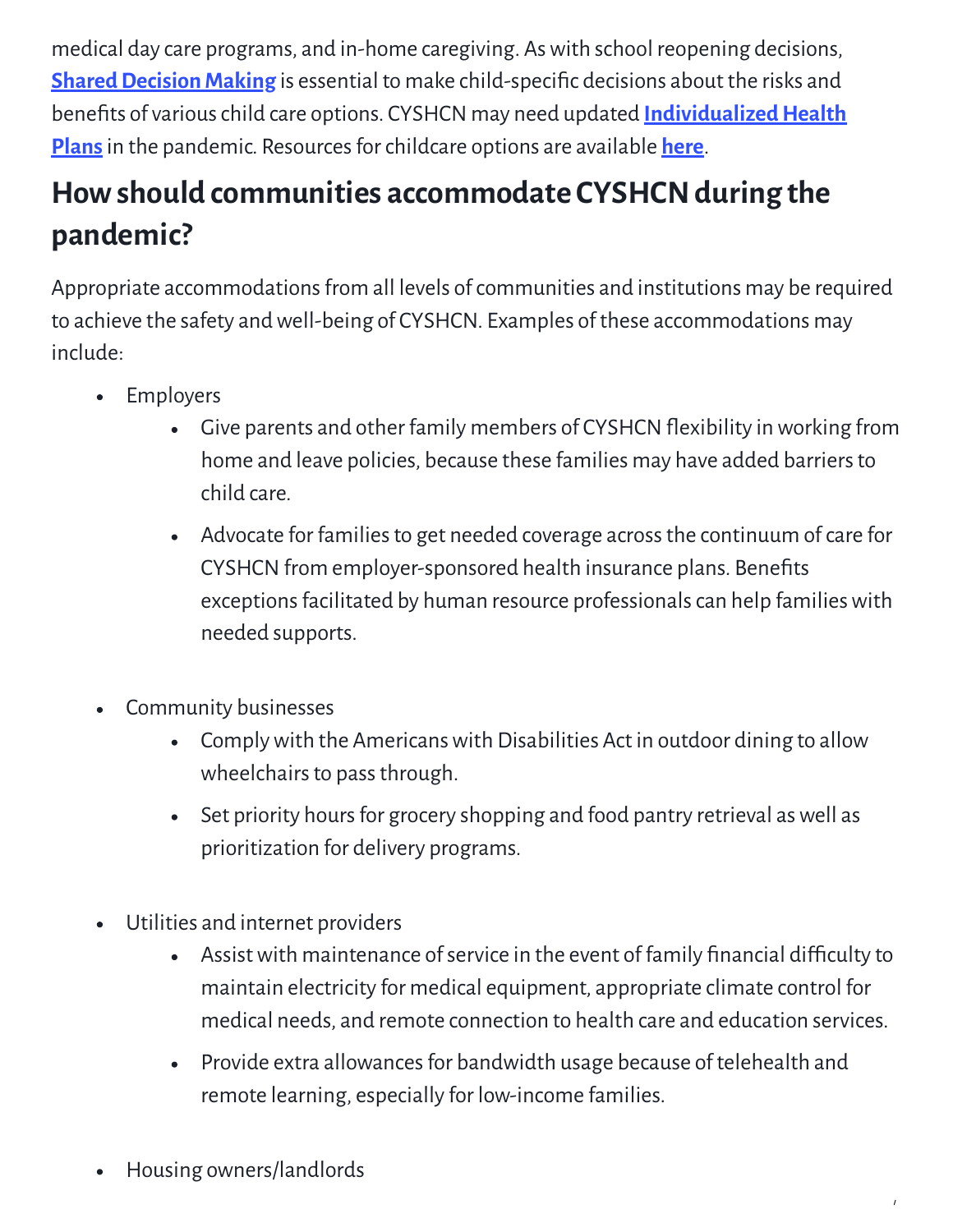medical day care programs, and in-home caregiving. As with school reopening decisions, **Shared Decision Making** is essential to make child-specific decisions about the risks and benefits of various child care options. CYSHCN may need updated **Individualized Health Plans** in the pandemic. Resources for childcare options are available **here**.

## How should communities accommodate CYSHCN during the pandemic?

Appropriate accommodations from all levels of communities and institutions may be required to achieve the safety and well-being of CYSHCN. Examples of these accommodations may include:

- Employers
  - Give parents and other family members of CYSHCN flexibility in working from home and leave policies, because these families may have added barriers to child care.
  - Advocate for families to get needed coverage across the continuum of care for CYSHCN from employer-sponsored health insurance plans. Benefits exceptions facilitated by human resource professionals can help families with needed supports.

- Community businesses
  - Comply with the Americans with Disabilities Act in outdoor dining to allow wheelchairs to pass through.
  - Set priority hours for grocery shopping and food pantry retrieval as well as prioritization for delivery programs.

- Utilities and internet providers
  - Assist with maintenance of service in the event of family financial difficulty to maintain electricity for medical equipment, appropriate climate control for medical needs, and remote connection to health care and education services.
  - Provide extra allowances for bandwidth usage because of telehealth and remote learning, especially for low-income families.

- Housing owners/landlords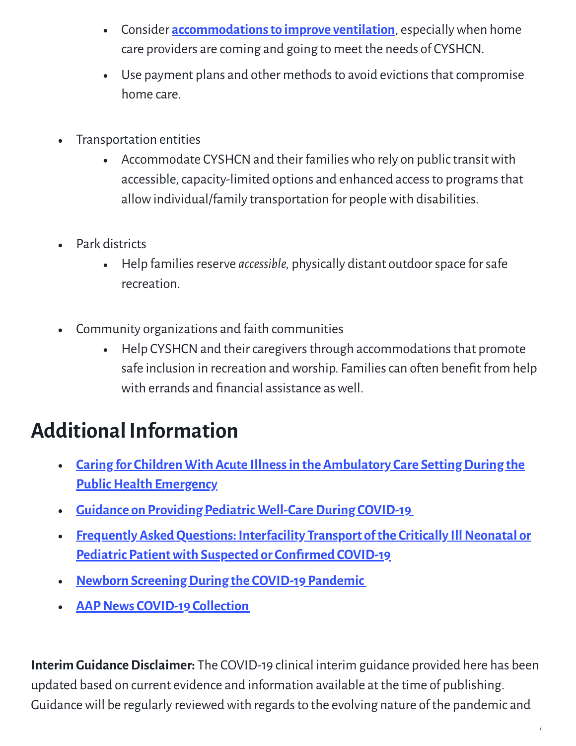- Consider **accommodations to improve ventilation**, especially when home care providers are coming and going to meet the needs of CYSHCN.
    - Use payment plans and other methods to avoid evictions that compromise home care.

- Transportation entities
    - Accommodate CYSHCN and their families who rely on public transit with accessible, capacity-limited options and enhanced access to programs that allow individual/family transportation for people with disabilities.

- Park districts
    - Help families reserve *accessible*, physically distant outdoor space for safe recreation.

- Community organizations and faith communities
    - Help CYSHCN and their caregivers through accommodations that promote safe inclusion in recreation and worship. Families can often benefit from help with errands and financial assistance as well.

## Additional Information

- **Caring for Children With Acute Illness in the Ambulatory Care Setting During the Public Health Emergency**
- **Guidance on Providing Pediatric Well-Care During COVID-19**
- **Frequently Asked Questions: Interfacility Transport of the Critically Ill Neonatal or Pediatric Patient with Suspected or Confirmed COVID-19**
- **Newborn Screening During the COVID-19 Pandemic**
- **AAP News COVID-19 Collection**

**Interim Guidance Disclaimer:** The COVID-19 clinical interim guidance provided here has been updated based on current evidence and information available at the time of publishing. Guidance will be regularly reviewed with regards to the evolving nature of the pandemic and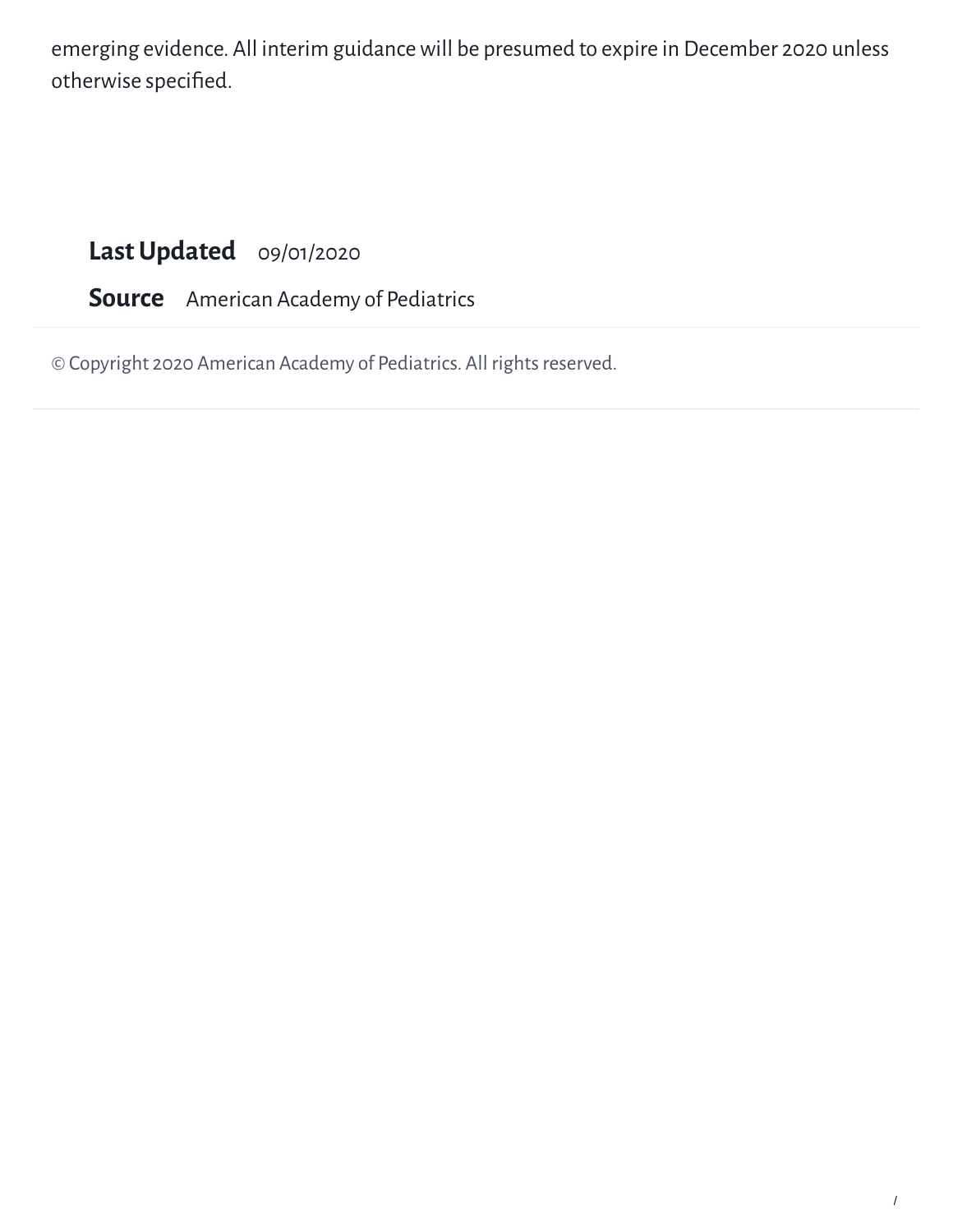emerging evidence. All interim guidance will be presumed to expire in December 2020 unless otherwise specified.

**Last Updated** 09/01/2020

**Source** American Academy of Pediatrics

© Copyright 2020 American Academy of Pediatrics. All rights reserved.